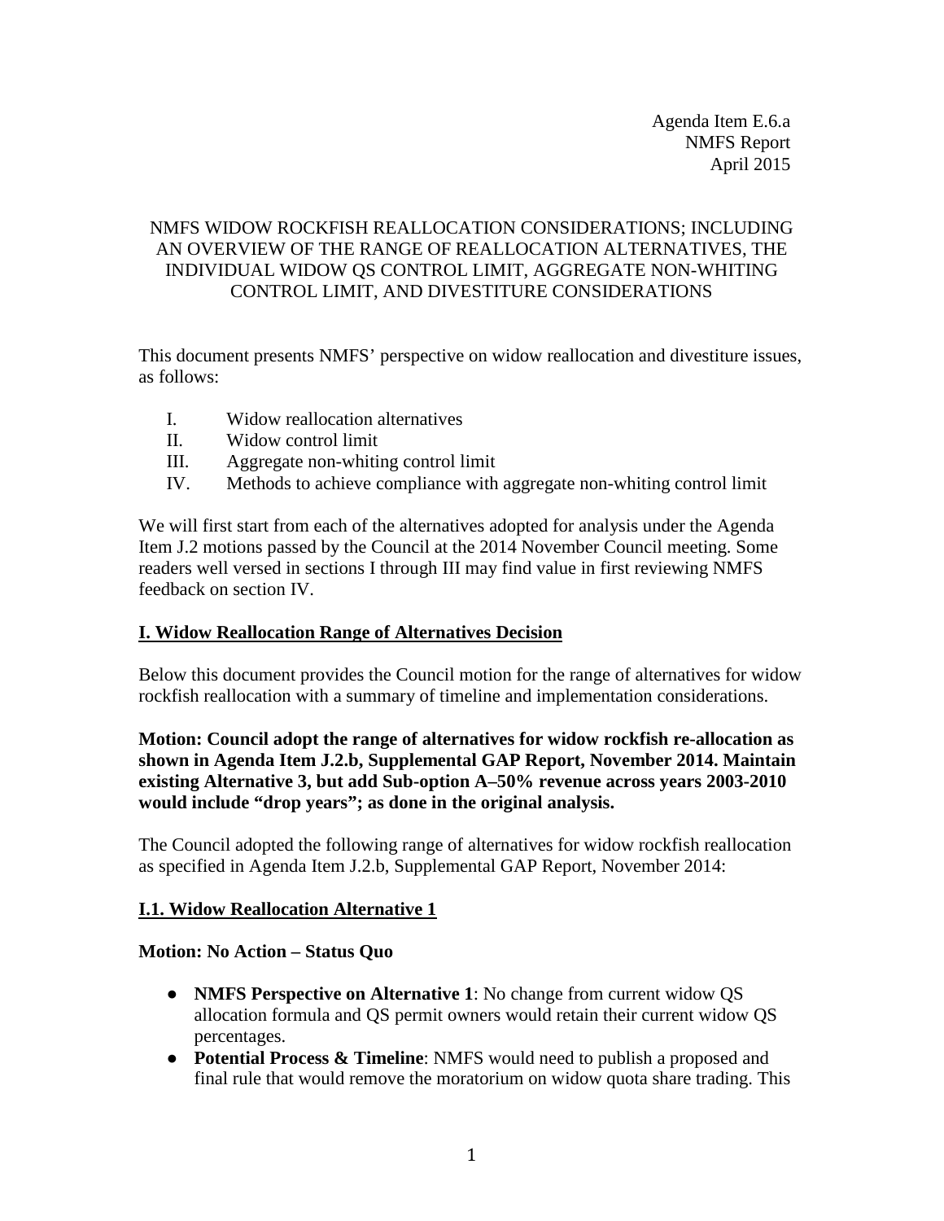Agenda Item E.6.a
NMFS Report
April 2015

NMFS WIDOW ROCKFISH REALLOCATION CONSIDERATIONS; INCLUDING AN OVERVIEW OF THE RANGE OF REALLOCATION ALTERNATIVES, THE INDIVIDUAL WIDOW QS CONTROL LIMIT, AGGREGATE NON-WHITING CONTROL LIMIT, AND DIVESTITURE CONSIDERATIONS

This document presents NMFS' perspective on widow reallocation and divestiture issues, as follows:

I. Widow reallocation alternatives
II. Widow control limit
III. Aggregate non-whiting control limit
IV. Methods to achieve compliance with aggregate non-whiting control limit

We will first start from each of the alternatives adopted for analysis under the Agenda Item J.2 motions passed by the Council at the 2014 November Council meeting. Some readers well versed in sections I through III may find value in first reviewing NMFS feedback on section IV.

## I. Widow Reallocation Range of Alternatives Decision

Below this document provides the Council motion for the range of alternatives for widow rockfish reallocation with a summary of timeline and implementation considerations.

**Motion: Council adopt the range of alternatives for widow rockfish re-allocation as shown in Agenda Item J.2.b, Supplemental GAP Report, November 2014. Maintain existing Alternative 3, but add Sub-option A–50% revenue across years 2003-2010 would include "drop years"; as done in the original analysis.**

The Council adopted the following range of alternatives for widow rockfish reallocation as specified in Agenda Item J.2.b, Supplemental GAP Report, November 2014:

### I.1. Widow Reallocation Alternative 1

**Motion: No Action – Status Quo**

- **NMFS Perspective on Alternative 1**: No change from current widow QS allocation formula and QS permit owners would retain their current widow QS percentages.
- **Potential Process & Timeline**: NMFS would need to publish a proposed and final rule that would remove the moratorium on widow quota share trading. This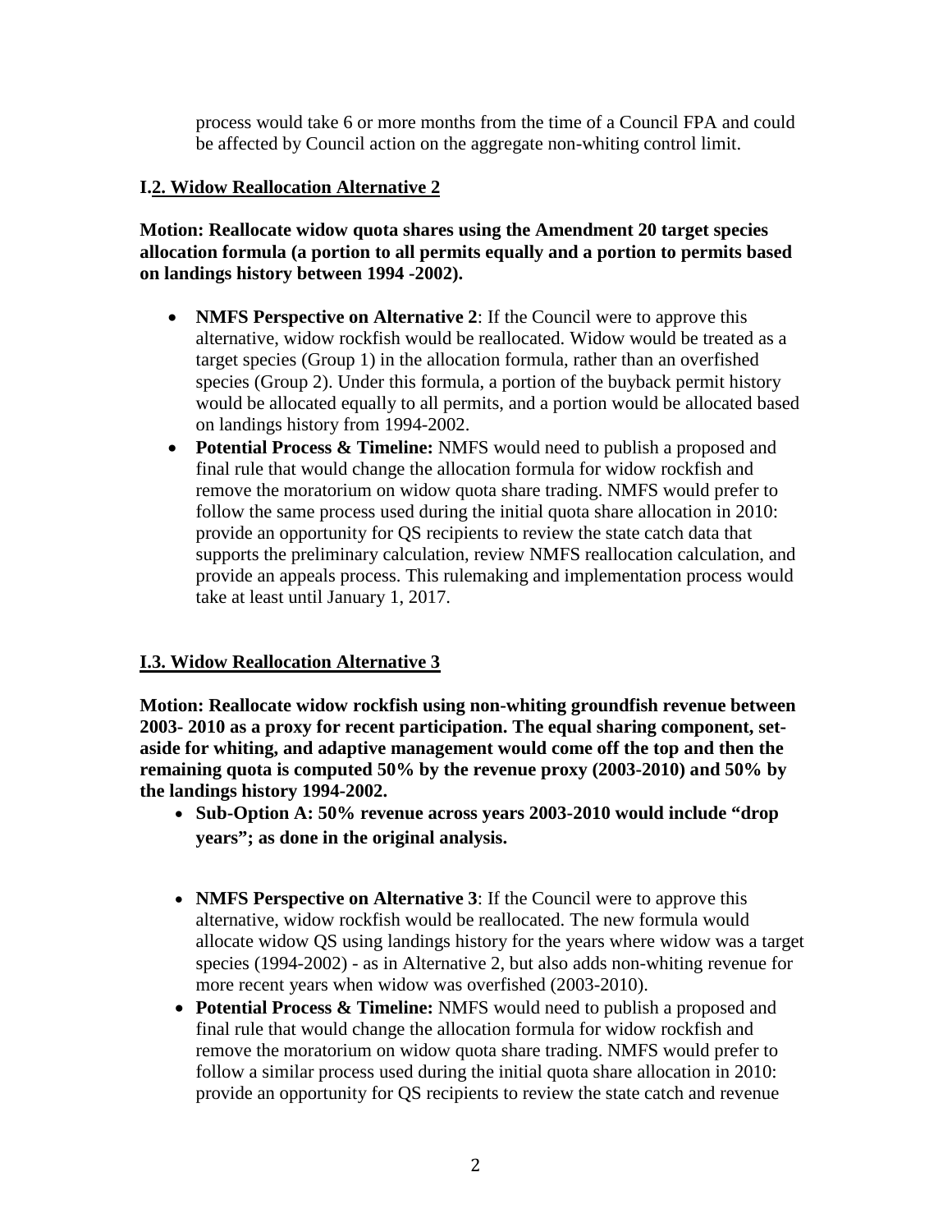process would take 6 or more months from the time of a Council FPA and could be affected by Council action on the aggregate non-whiting control limit.

### I.2. Widow Reallocation Alternative 2

**Motion: Reallocate widow quota shares using the Amendment 20 target species allocation formula (a portion to all permits equally and a portion to permits based on landings history between 1994 -2002).**

- **NMFS Perspective on Alternative 2**: If the Council were to approve this alternative, widow rockfish would be reallocated. Widow would be treated as a target species (Group 1) in the allocation formula, rather than an overfished species (Group 2). Under this formula, a portion of the buyback permit history would be allocated equally to all permits, and a portion would be allocated based on landings history from 1994-2002.
- **Potential Process & Timeline:** NMFS would need to publish a proposed and final rule that would change the allocation formula for widow rockfish and remove the moratorium on widow quota share trading. NMFS would prefer to follow the same process used during the initial quota share allocation in 2010: provide an opportunity for QS recipients to review the state catch data that supports the preliminary calculation, review NMFS reallocation calculation, and provide an appeals process. This rulemaking and implementation process would take at least until January 1, 2017.

### I.3. Widow Reallocation Alternative 3

**Motion: Reallocate widow rockfish using non-whiting groundfish revenue between 2003- 2010 as a proxy for recent participation. The equal sharing component, set-aside for whiting, and adaptive management would come off the top and then the remaining quota is computed 50% by the revenue proxy (2003-2010) and 50% by the landings history 1994-2002.**

- **Sub-Option A: 50% revenue across years 2003-2010 would include "drop years"; as done in the original analysis.**

- **NMFS Perspective on Alternative 3**: If the Council were to approve this alternative, widow rockfish would be reallocated. The new formula would allocate widow QS using landings history for the years where widow was a target species (1994-2002) - as in Alternative 2, but also adds non-whiting revenue for more recent years when widow was overfished (2003-2010).
- **Potential Process & Timeline:** NMFS would need to publish a proposed and final rule that would change the allocation formula for widow rockfish and remove the moratorium on widow quota share trading. NMFS would prefer to follow a similar process used during the initial quota share allocation in 2010: provide an opportunity for QS recipients to review the state catch and revenue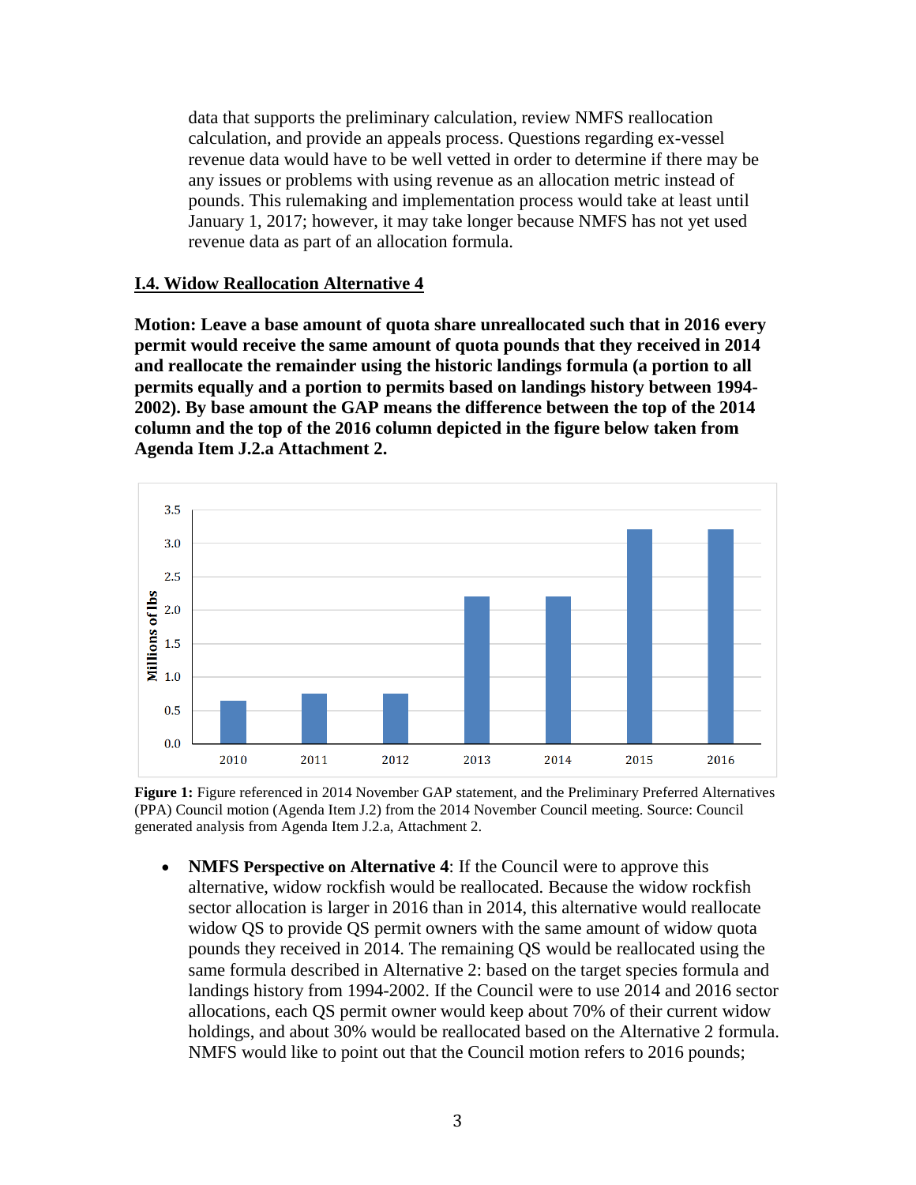data that supports the preliminary calculation, review NMFS reallocation calculation, and provide an appeals process. Questions regarding ex-vessel revenue data would have to be well vetted in order to determine if there may be any issues or problems with using revenue as an allocation metric instead of pounds. This rulemaking and implementation process would take at least until January 1, 2017; however, it may take longer because NMFS has not yet used revenue data as part of an allocation formula.

## I.4. Widow Reallocation Alternative 4

**Motion: Leave a base amount of quota share unreallocated such that in 2016 every permit would receive the same amount of quota pounds that they received in 2014 and reallocate the remainder using the historic landings formula (a portion to all permits equally and a portion to permits based on landings history between 1994-2002). By base amount the GAP means the difference between the top of the 2014 column and the top of the 2016 column depicted in the figure below taken from Agenda Item J.2.a Attachment 2.**

**Figure 1:** Figure referenced in 2014 November GAP statement, and the Preliminary Preferred Alternatives (PPA) Council motion (Agenda Item J.2) from the 2014 November Council meeting. Source: Council generated analysis from Agenda Item J.2.a, Attachment 2.

- **NMFS Perspective on Alternative 4**: If the Council were to approve this alternative, widow rockfish would be reallocated. Because the widow rockfish sector allocation is larger in 2016 than in 2014, this alternative would reallocate widow QS to provide QS permit owners with the same amount of widow quota pounds they received in 2014. The remaining QS would be reallocated using the same formula described in Alternative 2: based on the target species formula and landings history from 1994-2002. If the Council were to use 2014 and 2016 sector allocations, each QS permit owner would keep about 70% of their current widow holdings, and about 30% would be reallocated based on the Alternative 2 formula. NMFS would like to point out that the Council motion refers to 2016 pounds;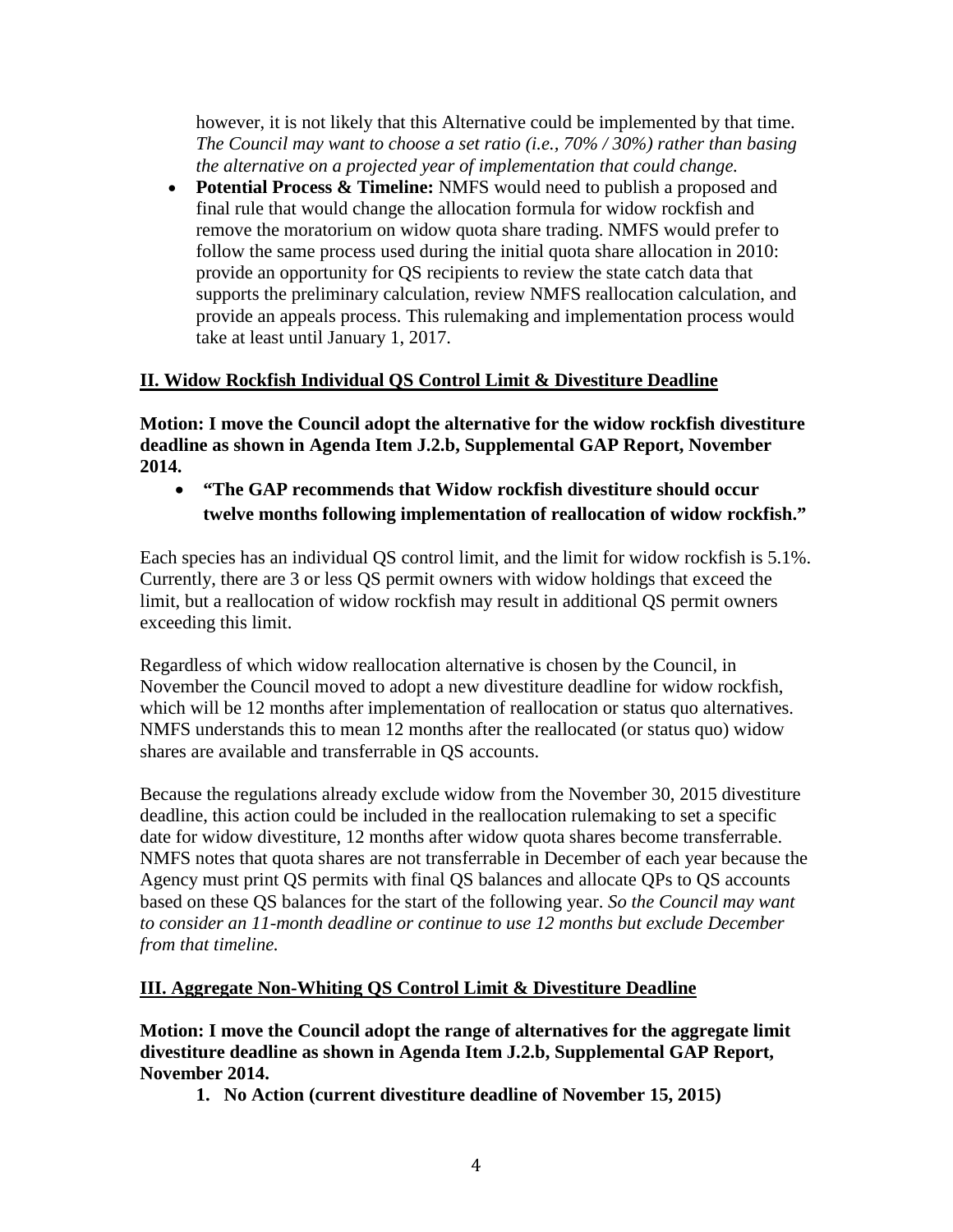however, it is not likely that this Alternative could be implemented by that time. *The Council may want to choose a set ratio (i.e., 70% / 30%) rather than basing the alternative on a projected year of implementation that could change.*

- **Potential Process & Timeline:** NMFS would need to publish a proposed and final rule that would change the allocation formula for widow rockfish and remove the moratorium on widow quota share trading. NMFS would prefer to follow the same process used during the initial quota share allocation in 2010: provide an opportunity for QS recipients to review the state catch data that supports the preliminary calculation, review NMFS reallocation calculation, and provide an appeals process. This rulemaking and implementation process would take at least until January 1, 2017.

## II. Widow Rockfish Individual QS Control Limit & Divestiture Deadline

**Motion: I move the Council adopt the alternative for the widow rockfish divestiture deadline as shown in Agenda Item J.2.b, Supplemental GAP Report, November 2014.**

- **"The GAP recommends that Widow rockfish divestiture should occur twelve months following implementation of reallocation of widow rockfish."**

Each species has an individual QS control limit, and the limit for widow rockfish is 5.1%. Currently, there are 3 or less QS permit owners with widow holdings that exceed the limit, but a reallocation of widow rockfish may result in additional QS permit owners exceeding this limit.

Regardless of which widow reallocation alternative is chosen by the Council, in November the Council moved to adopt a new divestiture deadline for widow rockfish, which will be 12 months after implementation of reallocation or status quo alternatives. NMFS understands this to mean 12 months after the reallocated (or status quo) widow shares are available and transferrable in QS accounts.

Because the regulations already exclude widow from the November 30, 2015 divestiture deadline, this action could be included in the reallocation rulemaking to set a specific date for widow divestiture, 12 months after widow quota shares become transferrable. NMFS notes that quota shares are not transferrable in December of each year because the Agency must print QS permits with final QS balances and allocate QPs to QS accounts based on these QS balances for the start of the following year. *So the Council may want to consider an 11-month deadline or continue to use 12 months but exclude December from that timeline.*

## III. Aggregate Non-Whiting QS Control Limit & Divestiture Deadline

**Motion: I move the Council adopt the range of alternatives for the aggregate limit divestiture deadline as shown in Agenda Item J.2.b, Supplemental GAP Report, November 2014.**

1. **No Action (current divestiture deadline of November 15, 2015)**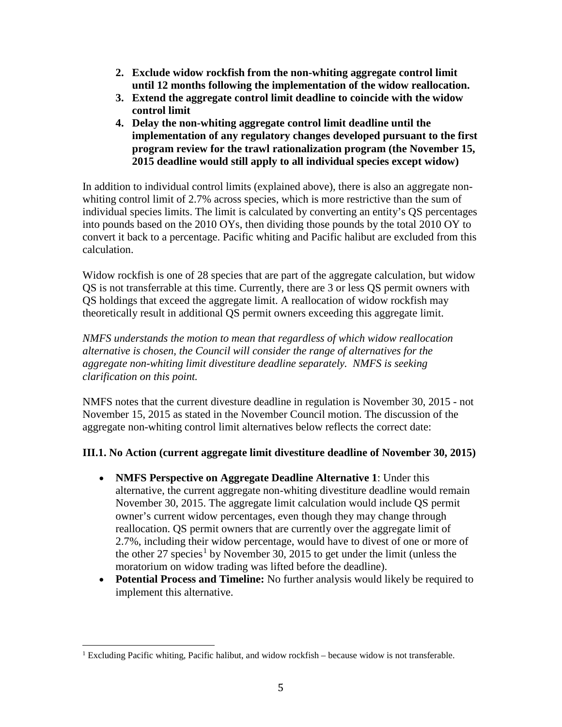2. **Exclude widow rockfish from the non-whiting aggregate control limit until 12 months following the implementation of the widow reallocation.**
3. **Extend the aggregate control limit deadline to coincide with the widow control limit**
4. **Delay the non-whiting aggregate control limit deadline until the implementation of any regulatory changes developed pursuant to the first program review for the trawl rationalization program (the November 15, 2015 deadline would still apply to all individual species except widow)**

In addition to individual control limits (explained above), there is also an aggregate non-whiting control limit of 2.7% across species, which is more restrictive than the sum of individual species limits. The limit is calculated by converting an entity's QS percentages into pounds based on the 2010 OYs, then dividing those pounds by the total 2010 OY to convert it back to a percentage. Pacific whiting and Pacific halibut are excluded from this calculation.

Widow rockfish is one of 28 species that are part of the aggregate calculation, but widow QS is not transferrable at this time. Currently, there are 3 or less QS permit owners with QS holdings that exceed the aggregate limit. A reallocation of widow rockfish may theoretically result in additional QS permit owners exceeding this aggregate limit.

*NMFS understands the motion to mean that regardless of which widow reallocation alternative is chosen, the Council will consider the range of alternatives for the aggregate non-whiting limit divestiture deadline separately. NMFS is seeking clarification on this point.*

NMFS notes that the current divesture deadline in regulation is November 30, 2015 - not November 15, 2015 as stated in the November Council motion. The discussion of the aggregate non-whiting control limit alternatives below reflects the correct date:

### III.1. No Action (current aggregate limit divestiture deadline of November 30, 2015)

- **NMFS Perspective on Aggregate Deadline Alternative 1**: Under this alternative, the current aggregate non-whiting divestiture deadline would remain November 30, 2015. The aggregate limit calculation would include QS permit owner's current widow percentages, even though they may change through reallocation. QS permit owners that are currently over the aggregate limit of 2.7%, including their widow percentage, would have to divest of one or more of the other 27 species[1] by November 30, 2015 to get under the limit (unless the moratorium on widow trading was lifted before the deadline).
- **Potential Process and Timeline:** No further analysis would likely be required to implement this alternative.

[1] Excluding Pacific whiting, Pacific halibut, and widow rockfish – because widow is not transferable.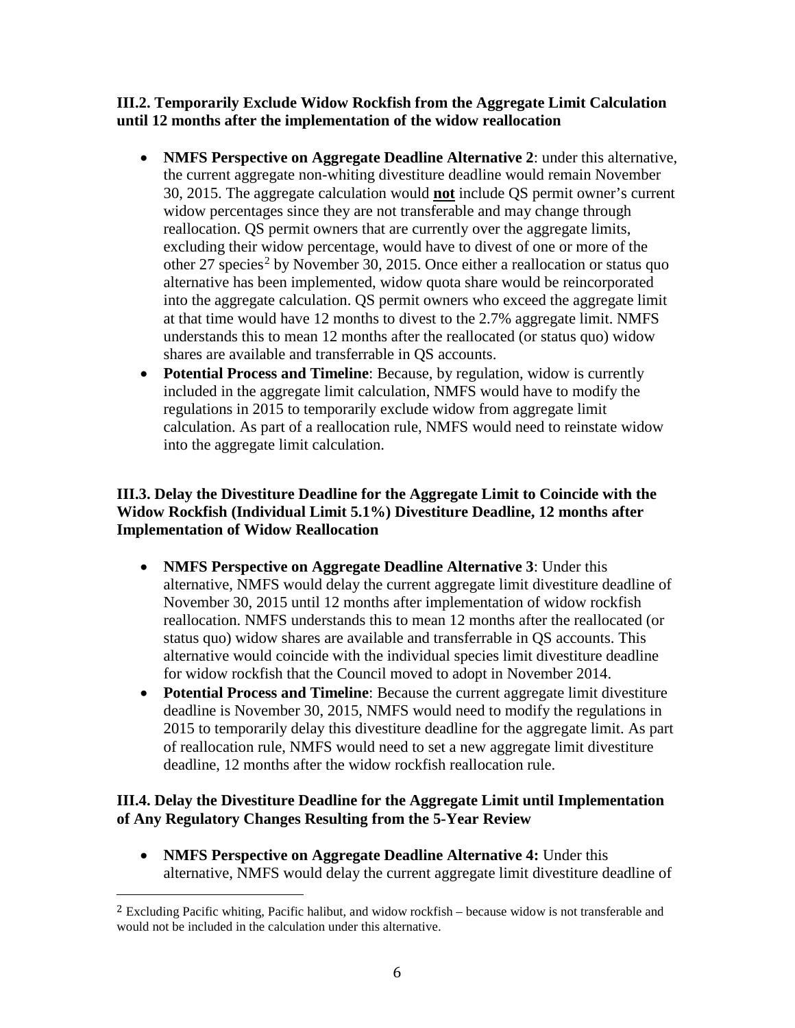### III.2. Temporarily Exclude Widow Rockfish from the Aggregate Limit Calculation until 12 months after the implementation of the widow reallocation

- **NMFS Perspective on Aggregate Deadline Alternative 2**: under this alternative, the current aggregate non-whiting divestiture deadline would remain November 30, 2015. The aggregate calculation would **not** include QS permit owner's current widow percentages since they are not transferable and may change through reallocation. QS permit owners that are currently over the aggregate limits, excluding their widow percentage, would have to divest of one or more of the other 27 species[2] by November 30, 2015. Once either a reallocation or status quo alternative has been implemented, widow quota share would be reincorporated into the aggregate calculation. QS permit owners who exceed the aggregate limit at that time would have 12 months to divest to the 2.7% aggregate limit. NMFS understands this to mean 12 months after the reallocated (or status quo) widow shares are available and transferrable in QS accounts.
- **Potential Process and Timeline**: Because, by regulation, widow is currently included in the aggregate limit calculation, NMFS would have to modify the regulations in 2015 to temporarily exclude widow from aggregate limit calculation. As part of a reallocation rule, NMFS would need to reinstate widow into the aggregate limit calculation.

### III.3. Delay the Divestiture Deadline for the Aggregate Limit to Coincide with the Widow Rockfish (Individual Limit 5.1%) Divestiture Deadline, 12 months after Implementation of Widow Reallocation

- **NMFS Perspective on Aggregate Deadline Alternative 3**: Under this alternative, NMFS would delay the current aggregate limit divestiture deadline of November 30, 2015 until 12 months after implementation of widow rockfish reallocation. NMFS understands this to mean 12 months after the reallocated (or status quo) widow shares are available and transferrable in QS accounts. This alternative would coincide with the individual species limit divestiture deadline for widow rockfish that the Council moved to adopt in November 2014.
- **Potential Process and Timeline**: Because the current aggregate limit divestiture deadline is November 30, 2015, NMFS would need to modify the regulations in 2015 to temporarily delay this divestiture deadline for the aggregate limit. As part of reallocation rule, NMFS would need to set a new aggregate limit divestiture deadline, 12 months after the widow rockfish reallocation rule.

### III.4. Delay the Divestiture Deadline for the Aggregate Limit until Implementation of Any Regulatory Changes Resulting from the 5-Year Review

- **NMFS Perspective on Aggregate Deadline Alternative 4:** Under this alternative, NMFS would delay the current aggregate limit divestiture deadline of

[2] Excluding Pacific whiting, Pacific halibut, and widow rockfish – because widow is not transferable and would not be included in the calculation under this alternative.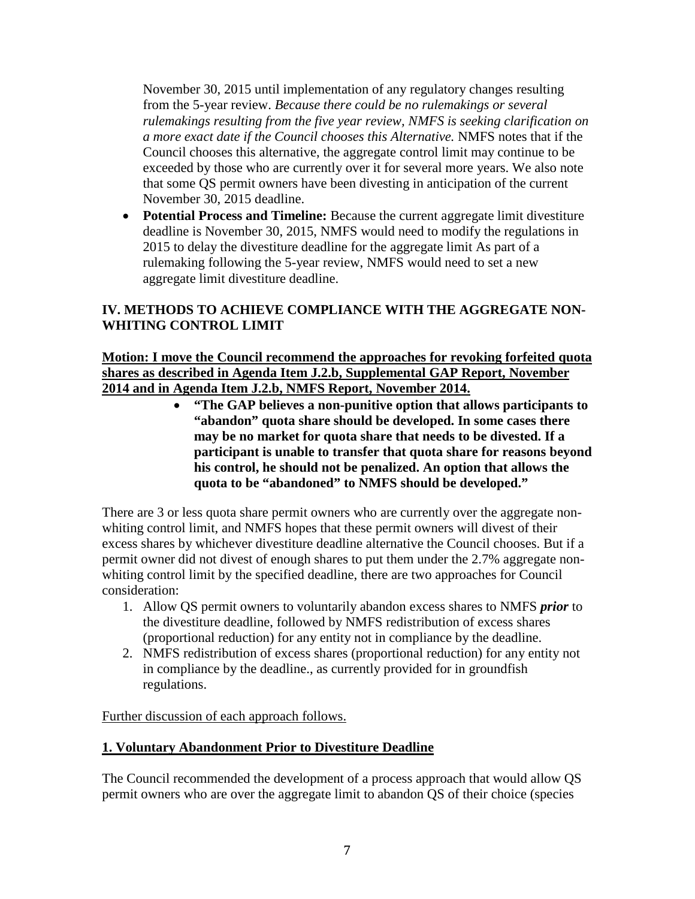November 30, 2015 until implementation of any regulatory changes resulting from the 5-year review. *Because there could be no rulemakings or several rulemakings resulting from the five year review, NMFS is seeking clarification on a more exact date if the Council chooses this Alternative.* NMFS notes that if the Council chooses this alternative, the aggregate control limit may continue to be exceeded by those who are currently over it for several more years. We also note that some QS permit owners have been divesting in anticipation of the current November 30, 2015 deadline.

- **Potential Process and Timeline:** Because the current aggregate limit divestiture deadline is November 30, 2015, NMFS would need to modify the regulations in 2015 to delay the divestiture deadline for the aggregate limit As part of a rulemaking following the 5-year review, NMFS would need to set a new aggregate limit divestiture deadline.

## IV. METHODS TO ACHIEVE COMPLIANCE WITH THE AGGREGATE NON-WHITING CONTROL LIMIT

**Motion: I move the Council recommend the approaches for revoking forfeited quota shares as described in Agenda Item J.2.b, Supplemental GAP Report, November 2014 and in Agenda Item J.2.b, NMFS Report, November 2014.**

- **"The GAP believes a non-punitive option that allows participants to "abandon" quota share should be developed. In some cases there may be no market for quota share that needs to be divested. If a participant is unable to transfer that quota share for reasons beyond his control, he should not be penalized. An option that allows the quota to be "abandoned" to NMFS should be developed."**

There are 3 or less quota share permit owners who are currently over the aggregate non-whiting control limit, and NMFS hopes that these permit owners will divest of their excess shares by whichever divestiture deadline alternative the Council chooses. But if a permit owner did not divest of enough shares to put them under the 2.7% aggregate non-whiting control limit by the specified deadline, there are two approaches for Council consideration:

1. Allow QS permit owners to voluntarily abandon excess shares to NMFS ***prior*** to the divestiture deadline, followed by NMFS redistribution of excess shares (proportional reduction) for any entity not in compliance by the deadline.
2. NMFS redistribution of excess shares (proportional reduction) for any entity not in compliance by the deadline., as currently provided for in groundfish regulations.

Further discussion of each approach follows.

### 1. Voluntary Abandonment Prior to Divestiture Deadline

The Council recommended the development of a process approach that would allow QS permit owners who are over the aggregate limit to abandon QS of their choice (species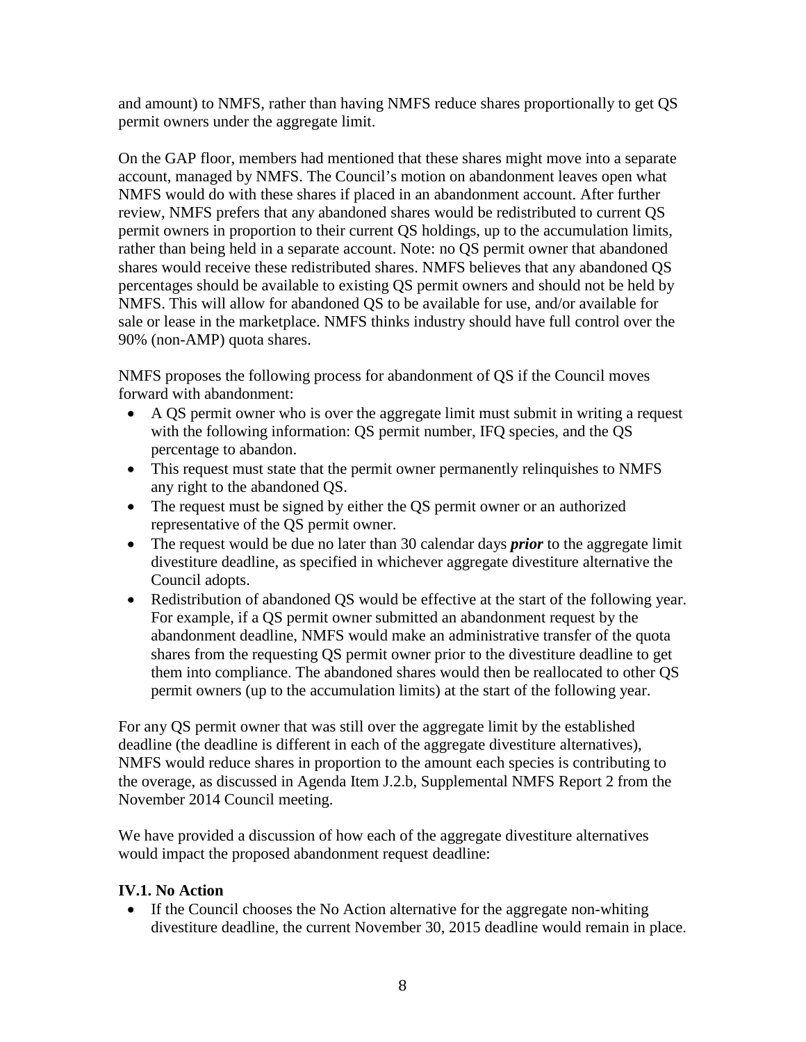and amount) to NMFS, rather than having NMFS reduce shares proportionally to get QS permit owners under the aggregate limit.

On the GAP floor, members had mentioned that these shares might move into a separate account, managed by NMFS. The Council's motion on abandonment leaves open what NMFS would do with these shares if placed in an abandonment account. After further review, NMFS prefers that any abandoned shares would be redistributed to current QS permit owners in proportion to their current QS holdings, up to the accumulation limits, rather than being held in a separate account. Note: no QS permit owner that abandoned shares would receive these redistributed shares. NMFS believes that any abandoned QS percentages should be available to existing QS permit owners and should not be held by NMFS. This will allow for abandoned QS to be available for use, and/or available for sale or lease in the marketplace. NMFS thinks industry should have full control over the 90% (non-AMP) quota shares.

NMFS proposes the following process for abandonment of QS if the Council moves forward with abandonment:

- A QS permit owner who is over the aggregate limit must submit in writing a request with the following information: QS permit number, IFQ species, and the QS percentage to abandon.
- This request must state that the permit owner permanently relinquishes to NMFS any right to the abandoned QS.
- The request must be signed by either the QS permit owner or an authorized representative of the QS permit owner.
- The request would be due no later than 30 calendar days ***prior*** to the aggregate limit divestiture deadline, as specified in whichever aggregate divestiture alternative the Council adopts.
- Redistribution of abandoned QS would be effective at the start of the following year. For example, if a QS permit owner submitted an abandonment request by the abandonment deadline, NMFS would make an administrative transfer of the quota shares from the requesting QS permit owner prior to the divestiture deadline to get them into compliance. The abandoned shares would then be reallocated to other QS permit owners (up to the accumulation limits) at the start of the following year.

For any QS permit owner that was still over the aggregate limit by the established deadline (the deadline is different in each of the aggregate divestiture alternatives), NMFS would reduce shares in proportion to the amount each species is contributing to the overage, as discussed in Agenda Item J.2.b, Supplemental NMFS Report 2 from the November 2014 Council meeting.

We have provided a discussion of how each of the aggregate divestiture alternatives would impact the proposed abandonment request deadline:

### IV.1. No Action

- If the Council chooses the No Action alternative for the aggregate non-whiting divestiture deadline, the current November 30, 2015 deadline would remain in place.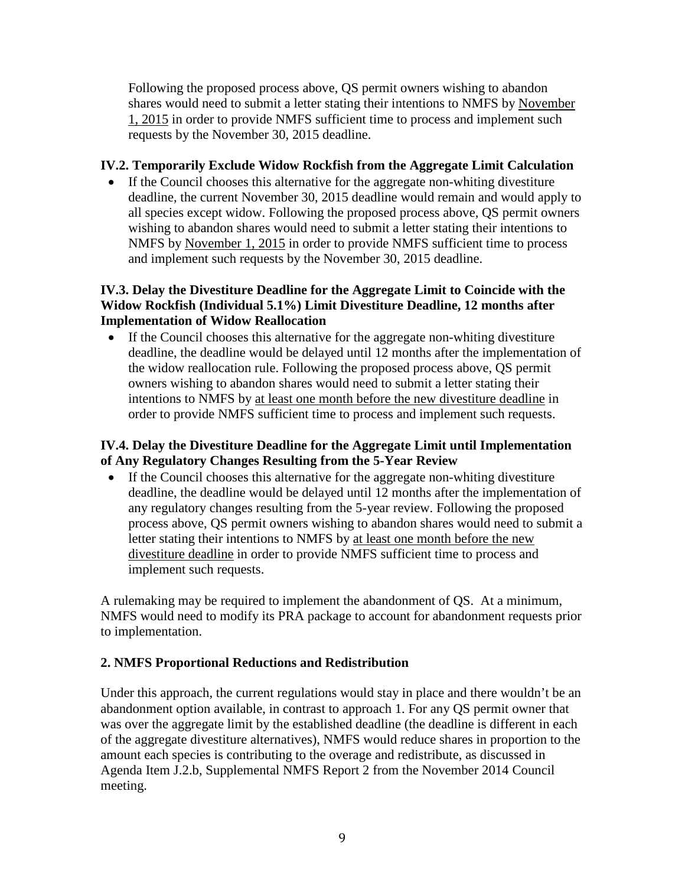Following the proposed process above, QS permit owners wishing to abandon shares would need to submit a letter stating their intentions to NMFS by November 1, 2015 in order to provide NMFS sufficient time to process and implement such requests by the November 30, 2015 deadline.

### IV.2. Temporarily Exclude Widow Rockfish from the Aggregate Limit Calculation

- If the Council chooses this alternative for the aggregate non-whiting divestiture deadline, the current November 30, 2015 deadline would remain and would apply to all species except widow. Following the proposed process above, QS permit owners wishing to abandon shares would need to submit a letter stating their intentions to NMFS by November 1, 2015 in order to provide NMFS sufficient time to process and implement such requests by the November 30, 2015 deadline.

### IV.3. Delay the Divestiture Deadline for the Aggregate Limit to Coincide with the Widow Rockfish (Individual 5.1%) Limit Divestiture Deadline, 12 months after Implementation of Widow Reallocation

- If the Council chooses this alternative for the aggregate non-whiting divestiture deadline, the deadline would be delayed until 12 months after the implementation of the widow reallocation rule. Following the proposed process above, QS permit owners wishing to abandon shares would need to submit a letter stating their intentions to NMFS by at least one month before the new divestiture deadline in order to provide NMFS sufficient time to process and implement such requests.

### IV.4. Delay the Divestiture Deadline for the Aggregate Limit until Implementation of Any Regulatory Changes Resulting from the 5-Year Review

- If the Council chooses this alternative for the aggregate non-whiting divestiture deadline, the deadline would be delayed until 12 months after the implementation of any regulatory changes resulting from the 5-year review. Following the proposed process above, QS permit owners wishing to abandon shares would need to submit a letter stating their intentions to NMFS by at least one month before the new divestiture deadline in order to provide NMFS sufficient time to process and implement such requests.

A rulemaking may be required to implement the abandonment of QS. At a minimum, NMFS would need to modify its PRA package to account for abandonment requests prior to implementation.

## 2. NMFS Proportional Reductions and Redistribution

Under this approach, the current regulations would stay in place and there wouldn't be an abandonment option available, in contrast to approach 1. For any QS permit owner that was over the aggregate limit by the established deadline (the deadline is different in each of the aggregate divestiture alternatives), NMFS would reduce shares in proportion to the amount each species is contributing to the overage and redistribute, as discussed in Agenda Item J.2.b, Supplemental NMFS Report 2 from the November 2014 Council meeting.